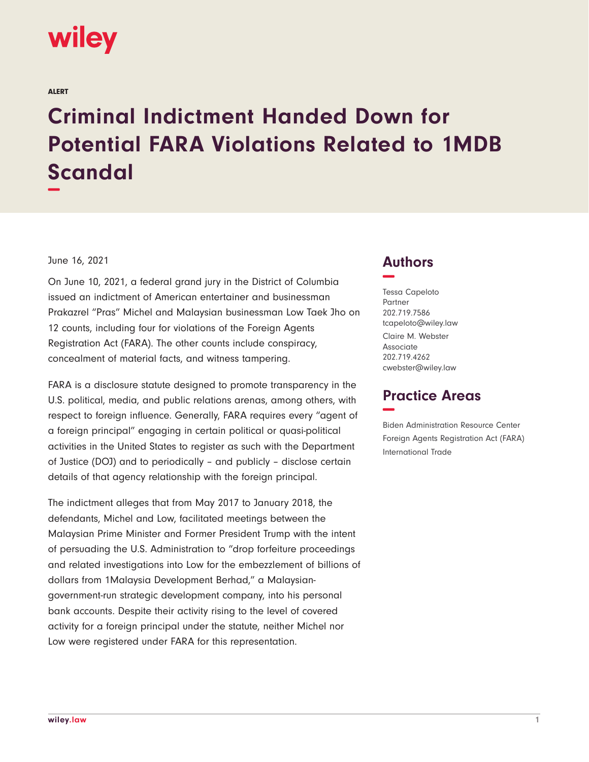ALERT

# Criminal Indictment Handed Down for Potential FARA Violations Related to 1MDB Scandal

June 16, 2021

On June 10, 2021, a federal grand jury in the District of Columbia issued an indictment of American entertainer and businessman Prakazrel "Pras" Michel and Malaysian businessman Low Taek Jho on 12 counts, including four for violations of the Foreign Agents Registration Act (FARA). The other counts include conspiracy, concealment of material facts, and witness tampering.

FARA is a disclosure statute designed to promote transparency in the U.S. political, media, and public relations arenas, among others, with respect to foreign influence. Generally, FARA requires every "agent of a foreign principal" engaging in certain political or quasi-political activities in the United States to register as such with the Department of Justice (DOJ) and to periodically – and publicly – disclose certain details of that agency relationship with the foreign principal.

The indictment alleges that from May 2017 to January 2018, the defendants, Michel and Low, facilitated meetings between the Malaysian Prime Minister and Former President Trump with the intent of persuading the U.S. Administration to "drop forfeiture proceedings and related investigations into Low for the embezzlement of billions of dollars from 1Malaysia Development Berhad," a Malaysian-government-run strategic development company, into his personal bank accounts. Despite their activity rising to the level of covered activity for a foreign principal under the statute, neither Michel nor Low were registered under FARA for this representation.

## Authors

Tessa Capeloto
Partner
202.719.7586
tcapeloto@wiley.law

Claire M. Webster
Associate
202.719.4262
cwebster@wiley.law

## Practice Areas

Biden Administration Resource Center
Foreign Agents Registration Act (FARA)
International Trade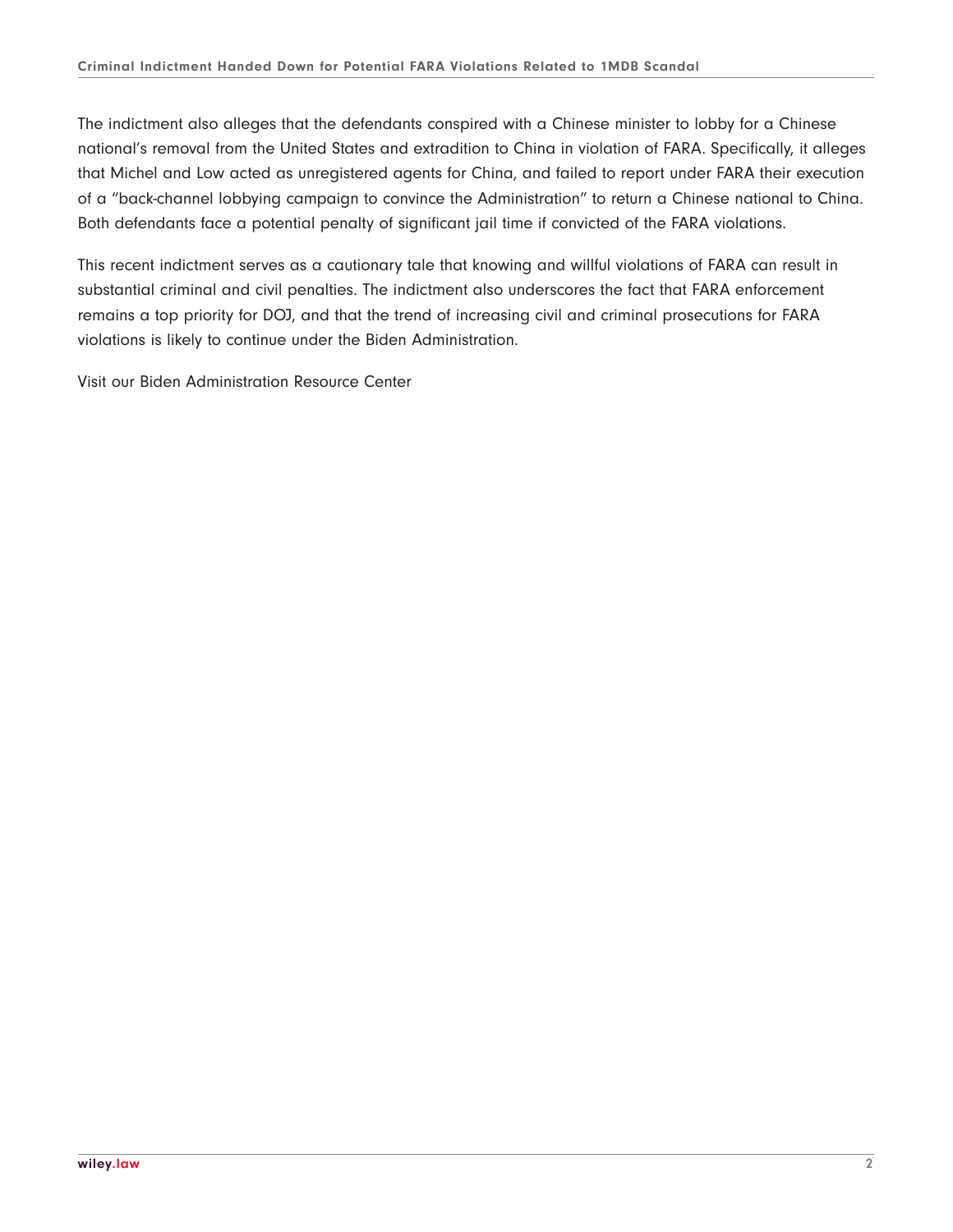The indictment also alleges that the defendants conspired with a Chinese minister to lobby for a Chinese national's removal from the United States and extradition to China in violation of FARA. Specifically, it alleges that Michel and Low acted as unregistered agents for China, and failed to report under FARA their execution of a "back-channel lobbying campaign to convince the Administration" to return a Chinese national to China. Both defendants face a potential penalty of significant jail time if convicted of the FARA violations.

This recent indictment serves as a cautionary tale that knowing and willful violations of FARA can result in substantial criminal and civil penalties. The indictment also underscores the fact that FARA enforcement remains a top priority for DOJ, and that the trend of increasing civil and criminal prosecutions for FARA violations is likely to continue under the Biden Administration.

Visit our Biden Administration Resource Center